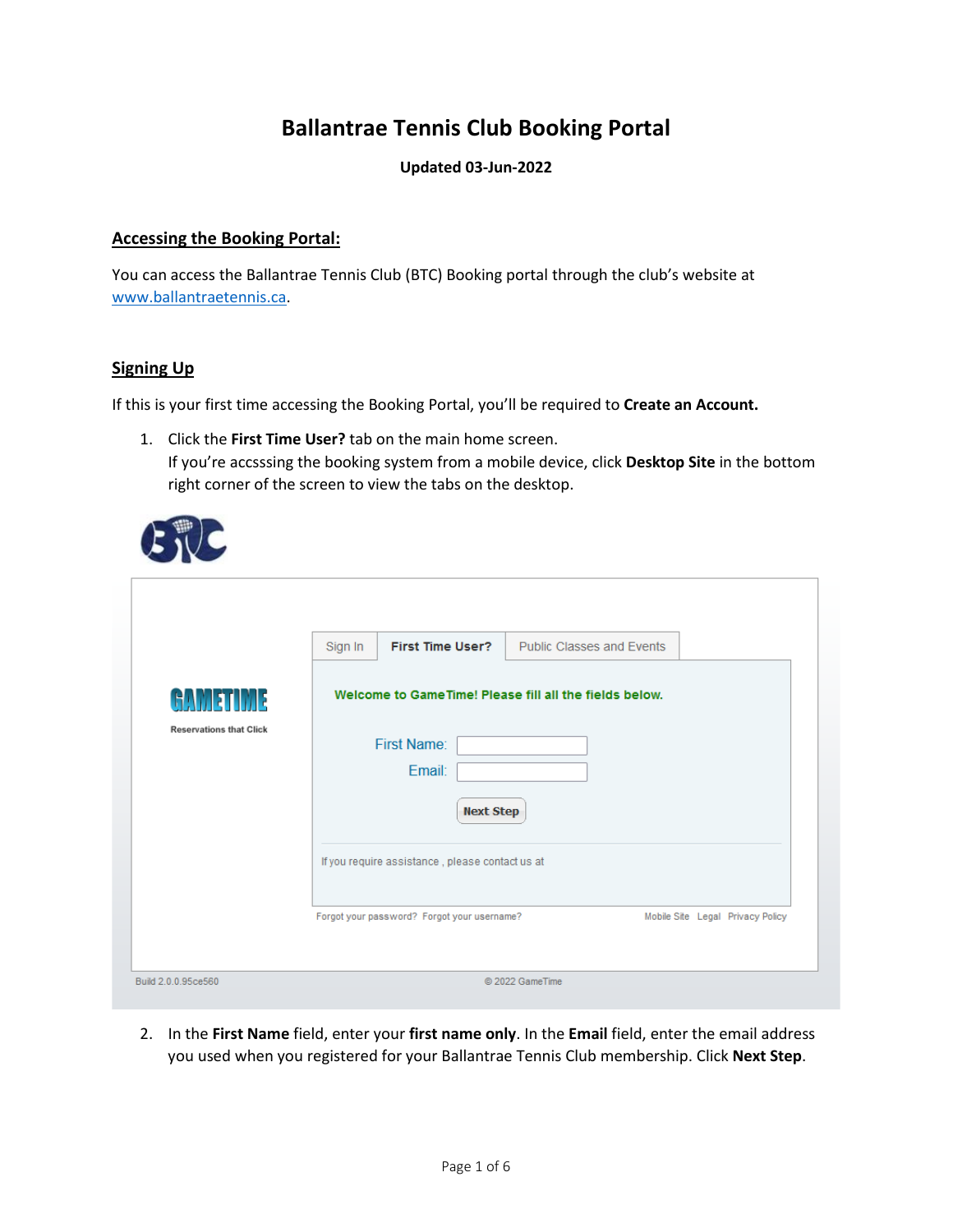# Ballantrae Tennis Club Booking Portal

**Updated 03-Jun-2022**

## Accessing the Booking Portal:

You can access the Ballantrae Tennis Club (BTC) Booking portal through the club's website at [www.ballantraetennis.ca](http://www.ballantraetennis.ca).

## Signing Up

If this is your first time accessing the Booking Portal, you'll be required to **Create an Account.**

1. Click the **First Time User?** tab on the main home screen.
   If you're acccssing the booking system from a mobile device, click **Desktop Site** in the bottom right corner of the screen to view the tabs on the desktop.

2. In the **First Name** field, enter your **first name only**. In the **Email** field, enter the email address you used when you registered for your Ballantrae Tennis Club membership. Click **Next Step**.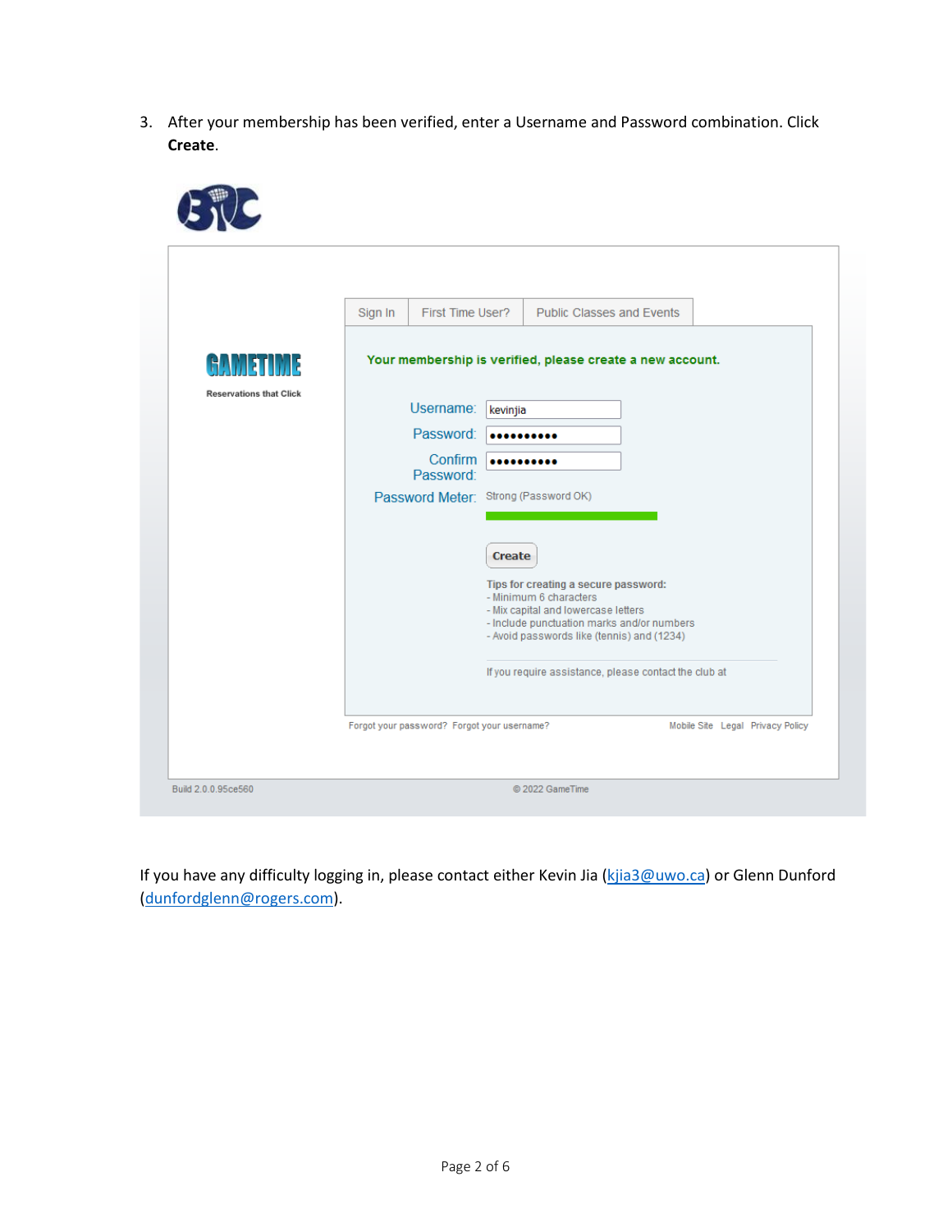3. After your membership has been verified, enter a Username and Password combination. Click **Create**.

If you have any difficulty logging in, please contact either Kevin Jia (kjia3@uwo.ca) or Glenn Dunford (dunfordglenn@rogers.com).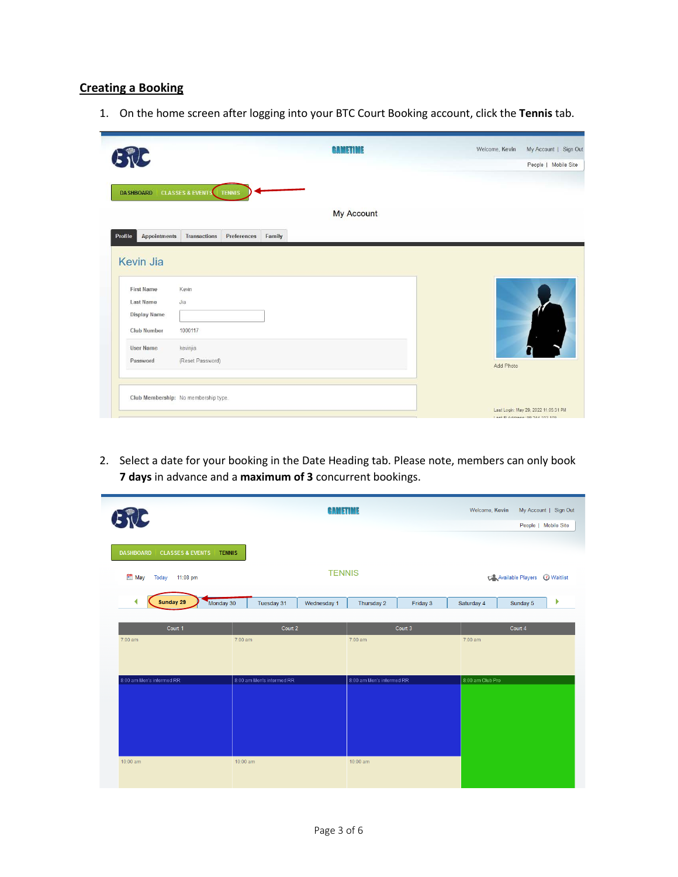## Creating a Booking

1. On the home screen after logging into your BTC Court Booking account, click the **Tennis** tab.

2. Select a date for your booking in the Date Heading tab. Please note, members can only book **7 days** in advance and a **maximum of 3** concurrent bookings.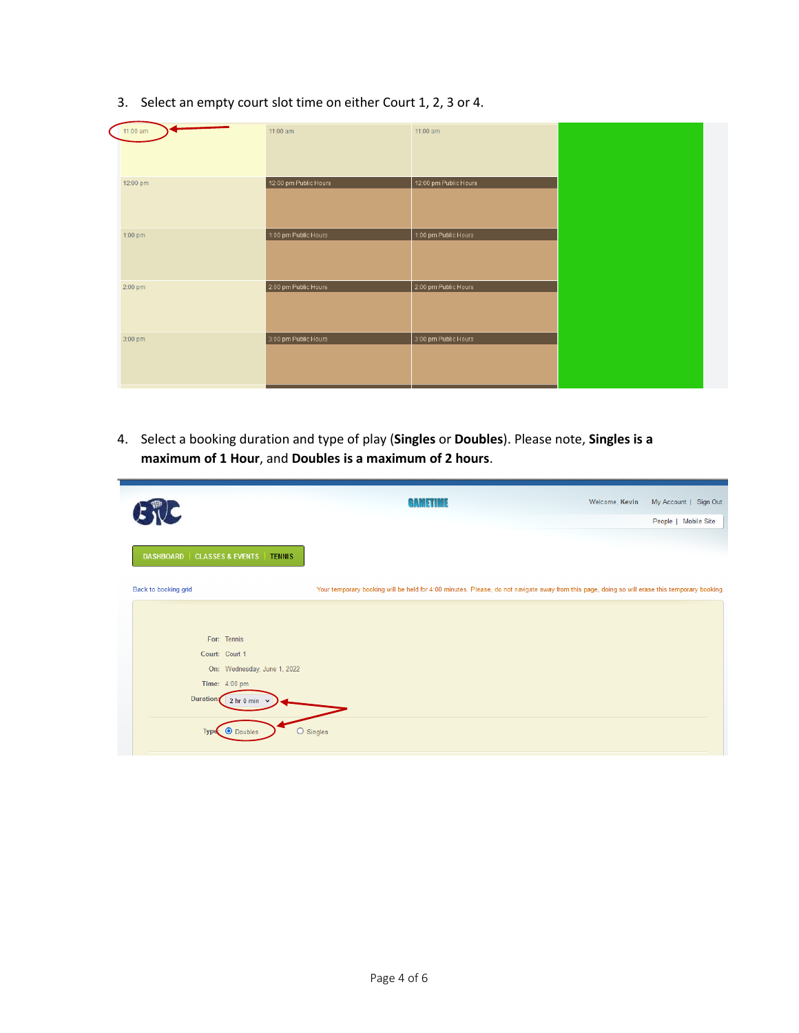3. Select an empty court slot time on either Court 1, 2, 3 or 4.

4. Select a booking duration and type of play (**Singles** or **Doubles**). Please note, **Singles is a maximum of 1 Hour**, and **Doubles is a maximum of 2 hours**.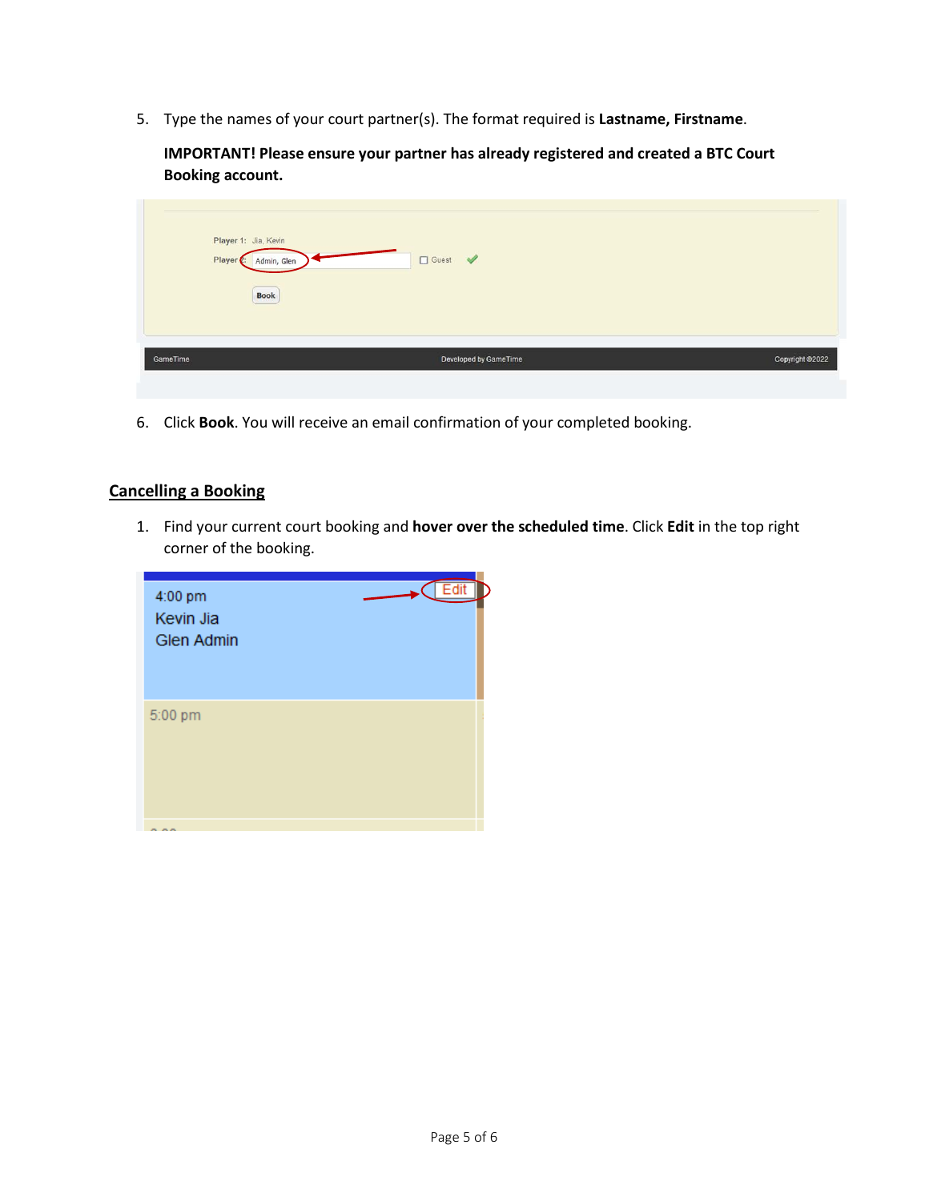5. Type the names of your court partner(s). The format required is **Lastname, Firstname**.

   **IMPORTANT! Please ensure your partner has already registered and created a BTC Court Booking account.**

6. Click **Book**. You will receive an email confirmation of your completed booking.

## Cancelling a Booking

1. Find your current court booking and **hover over the scheduled time**. Click **Edit** in the top right corner of the booking.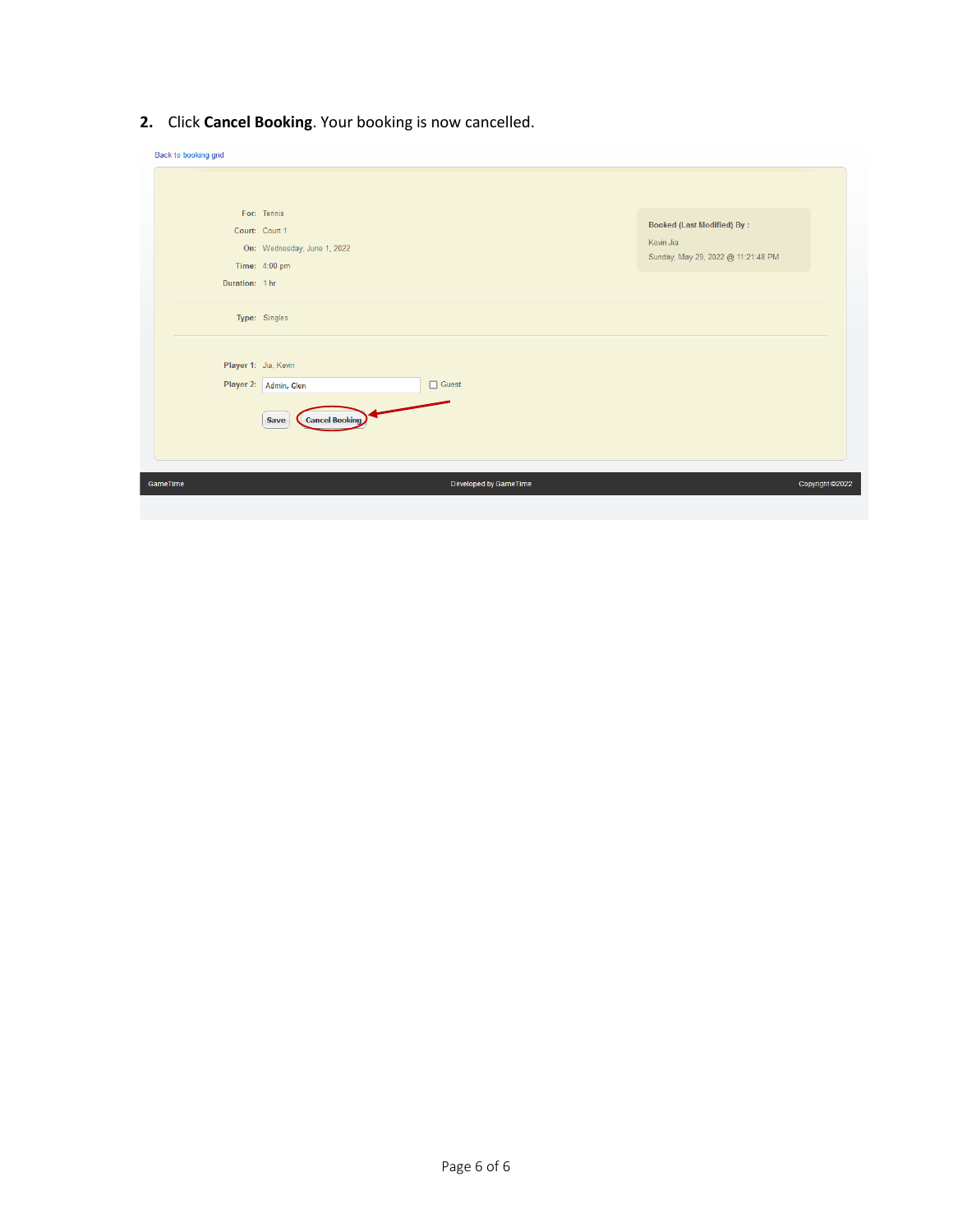2. Click **Cancel Booking**. Your booking is now cancelled.

Back to booking grid

For: Tennis
Court: Court 1
On: Wednesday, June 1, 2022
Time: 4:00 pm
Duration: 1 hr

Booked (Last Modified) By :
Kevin Jia
Sunday, May 29, 2022 @ 11:21:48 PM

Type: Singles

Player 1: Jia, Kevin
Player 2: Admin, Glen ☐ Guest

Save Cancel Booking

GameTime Developed by GameTime Copyright ©2022